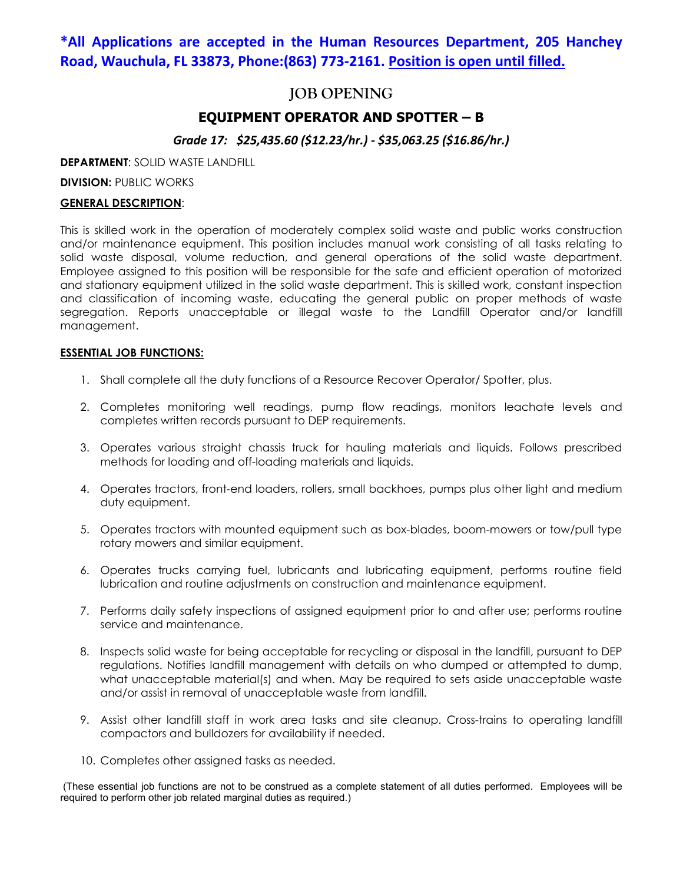**\*All Applications are accepted in the Human Resources Department, 205 Hanchey Road, Wauchula, FL 33873, Phone:(863) 773-2161. Position is open until filled.**

# JOB OPENING

## EQUIPMENT OPERATOR AND SPOTTER – B

***Grade 17: $25,435.60 ($12.23/hr.) - $35,063.25 ($16.86/hr.)***

**DEPARTMENT**: SOLID WASTE LANDFILL

**DIVISION:** PUBLIC WORKS

**GENERAL DESCRIPTION**:

This is skilled work in the operation of moderately complex solid waste and public works construction and/or maintenance equipment. This position includes manual work consisting of all tasks relating to solid waste disposal, volume reduction, and general operations of the solid waste department. Employee assigned to this position will be responsible for the safe and efficient operation of motorized and stationary equipment utilized in the solid waste department. This is skilled work, constant inspection and classification of incoming waste, educating the general public on proper methods of waste segregation. Reports unacceptable or illegal waste to the Landfill Operator and/or landfill management.

**ESSENTIAL JOB FUNCTIONS:**

1. Shall complete all the duty functions of a Resource Recover Operator/ Spotter, plus.
2. Completes monitoring well readings, pump flow readings, monitors leachate levels and completes written records pursuant to DEP requirements.
3. Operates various straight chassis truck for hauling materials and liquids. Follows prescribed methods for loading and off-loading materials and liquids.
4. Operates tractors, front-end loaders, rollers, small backhoes, pumps plus other light and medium duty equipment.
5. Operates tractors with mounted equipment such as box-blades, boom-mowers or tow/pull type rotary mowers and similar equipment.
6. Operates trucks carrying fuel, lubricants and lubricating equipment, performs routine field lubrication and routine adjustments on construction and maintenance equipment.
7. Performs daily safety inspections of assigned equipment prior to and after use; performs routine service and maintenance.
8. Inspects solid waste for being acceptable for recycling or disposal in the landfill, pursuant to DEP regulations. Notifies landfill management with details on who dumped or attempted to dump, what unacceptable material(s) and when. May be required to sets aside unacceptable waste and/or assist in removal of unacceptable waste from landfill.
9. Assist other landfill staff in work area tasks and site cleanup. Cross-trains to operating landfill compactors and bulldozers for availability if needed.
10. Completes other assigned tasks as needed.

(These essential job functions are not to be construed as a complete statement of all duties performed. Employees will be required to perform other job related marginal duties as required.)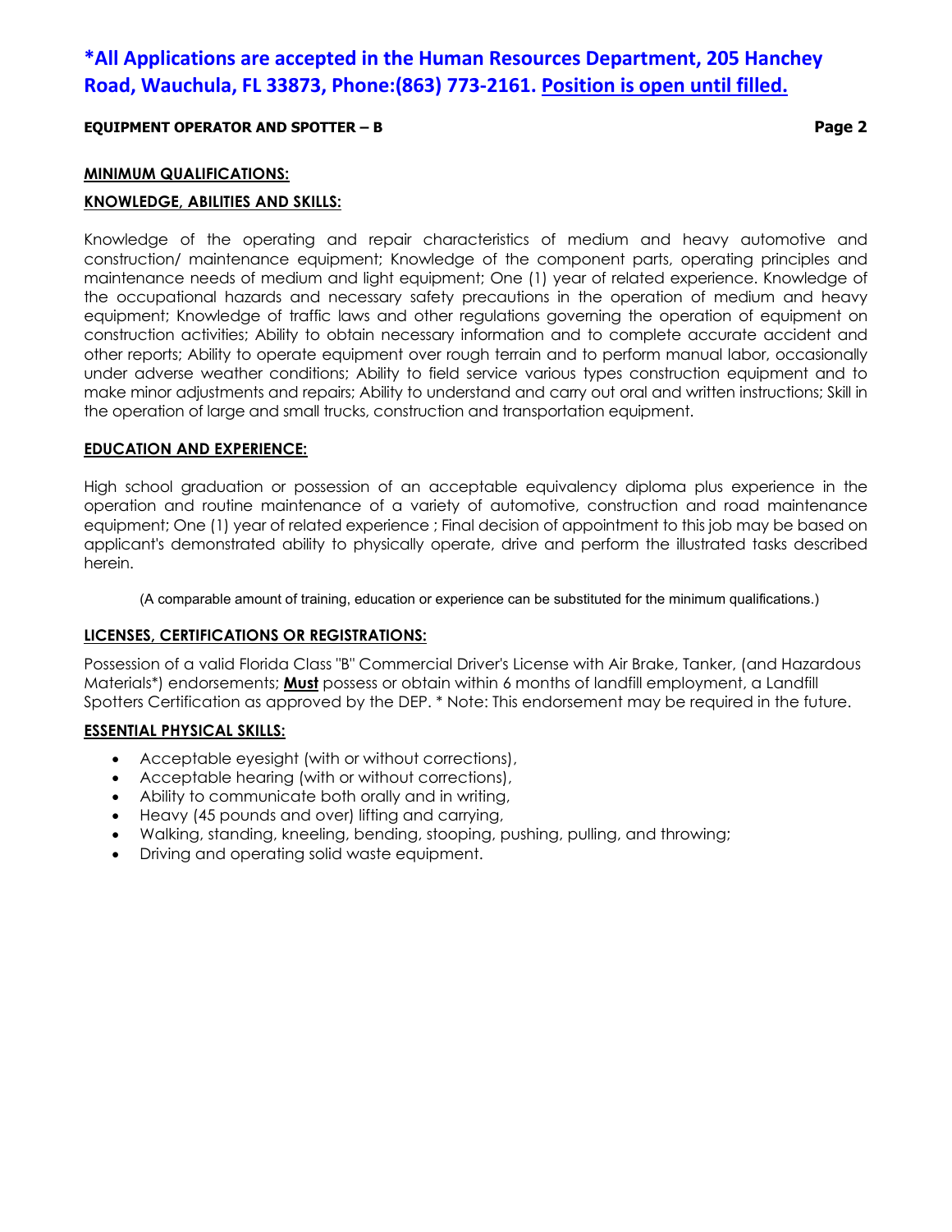**\*All Applications are accepted in the Human Resources Department, 205 Hanchey Road, Wauchula, FL 33873, Phone:(863) 773-2161. Position is open until filled.**

**EQUIPMENT OPERATOR AND SPOTTER – B**

## MINIMUM QUALIFICATIONS:

### KNOWLEDGE, ABILITIES AND SKILLS:

Knowledge of the operating and repair characteristics of medium and heavy automotive and construction/ maintenance equipment; Knowledge of the component parts, operating principles and maintenance needs of medium and light equipment; One (1) year of related experience. Knowledge of the occupational hazards and necessary safety precautions in the operation of medium and heavy equipment; Knowledge of traffic laws and other regulations governing the operation of equipment on construction activities; Ability to obtain necessary information and to complete accurate accident and other reports; Ability to operate equipment over rough terrain and to perform manual labor, occasionally under adverse weather conditions; Ability to field service various types construction equipment and to make minor adjustments and repairs; Ability to understand and carry out oral and written instructions; Skill in the operation of large and small trucks, construction and transportation equipment.

### EDUCATION AND EXPERIENCE:

High school graduation or possession of an acceptable equivalency diploma plus experience in the operation and routine maintenance of a variety of automotive, construction and road maintenance equipment; One (1) year of related experience ; Final decision of appointment to this job may be based on applicant's demonstrated ability to physically operate, drive and perform the illustrated tasks described herein.

(A comparable amount of training, education or experience can be substituted for the minimum qualifications.)

### LICENSES, CERTIFICATIONS OR REGISTRATIONS:

Possession of a valid Florida Class "B" Commercial Driver's License with Air Brake, Tanker, (and Hazardous Materials*) endorsements; **Must** possess or obtain within 6 months of landfill employment, a Landfill Spotters Certification as approved by the DEP. * Note: This endorsement may be required in the future.

### ESSENTIAL PHYSICAL SKILLS:

- Acceptable eyesight (with or without corrections),
- Acceptable hearing (with or without corrections),
- Ability to communicate both orally and in writing,
- Heavy (45 pounds and over) lifting and carrying,
- Walking, standing, kneeling, bending, stooping, pushing, pulling, and throwing;
- Driving and operating solid waste equipment.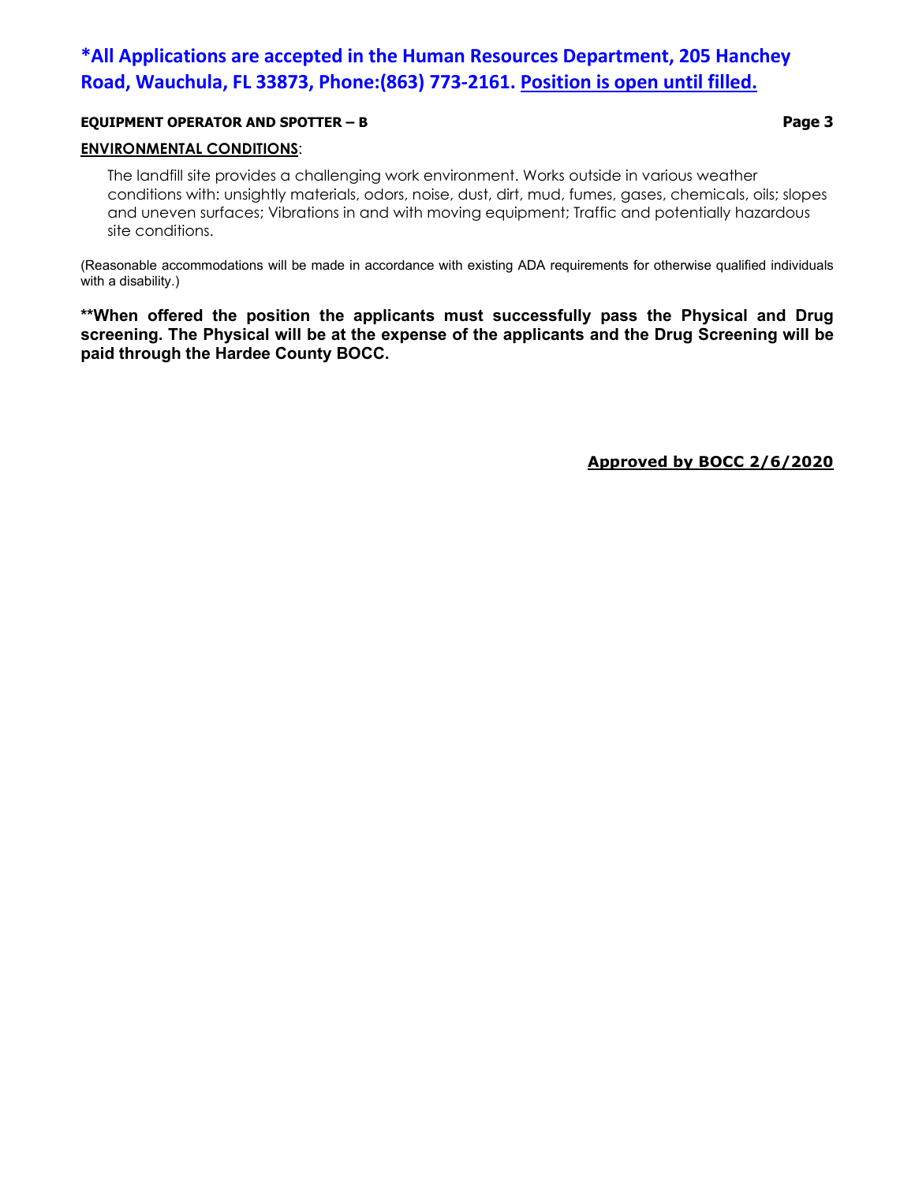**\*All Applications are accepted in the Human Resources Department, 205 Hanchey Road, Wauchula, FL 33873, Phone:(863) 773-2161. Position is open until filled.**

**EQUIPMENT OPERATOR AND SPOTTER – B**

**ENVIRONMENTAL CONDITIONS**:

The landfill site provides a challenging work environment. Works outside in various weather conditions with: unsightly materials, odors, noise, dust, dirt, mud, fumes, gases, chemicals, oils; slopes and uneven surfaces; Vibrations in and with moving equipment; Traffic and potentially hazardous site conditions.

(Reasonable accommodations will be made in accordance with existing ADA requirements for otherwise qualified individuals with a disability.)

**\*\*When offered the position the applicants must successfully pass the Physical and Drug screening. The Physical will be at the expense of the applicants and the Drug Screening will be paid through the Hardee County BOCC.**

**Approved by BOCC 2/6/2020**